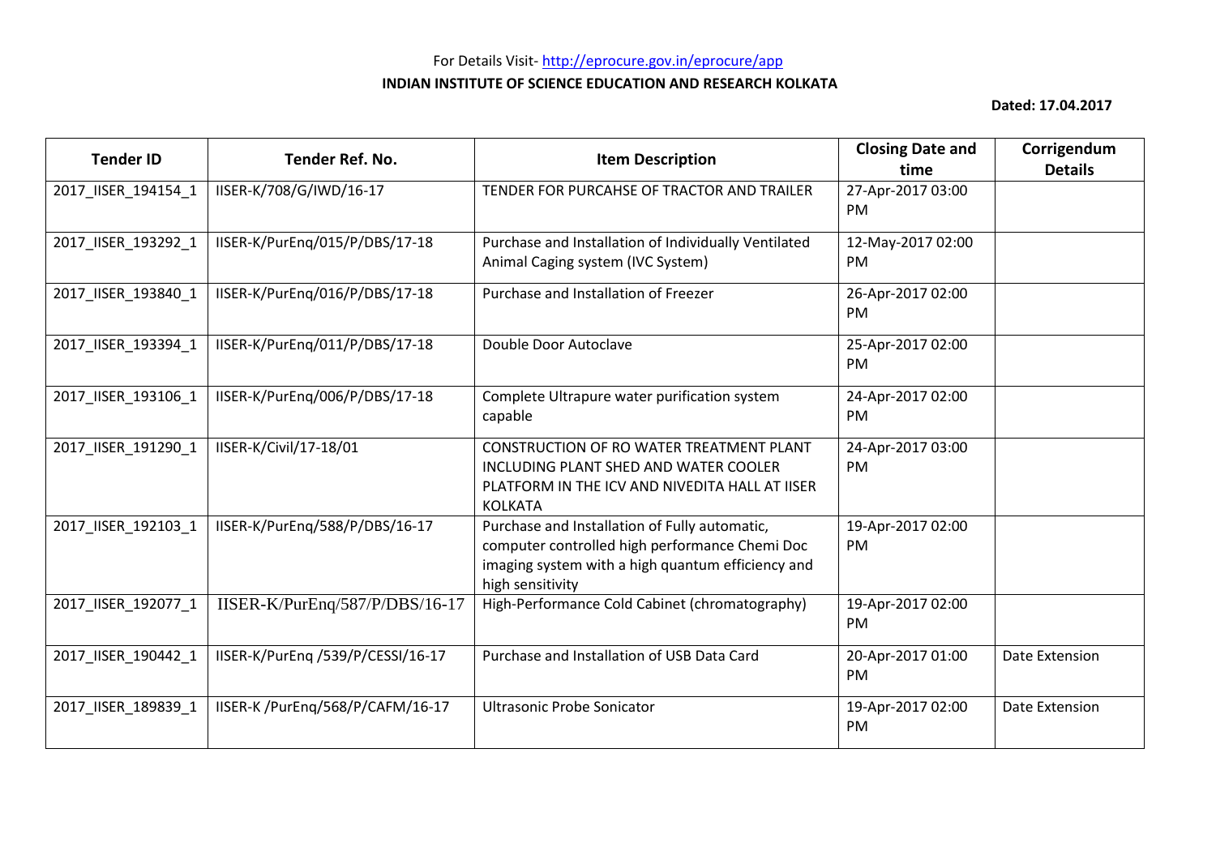For Details Visit- http://eprocure.gov.in/eprocure/app

**INDIAN INSTITUTE OF SCIENCE EDUCATION AND RESEARCH KOLKATA**

**Dated: 17.04.2017**

| Tender ID | Tender Ref. No. | Item Description | Closing Date and time | Corrigendum Details |
|---|---|---|---|---|
| 2017_IISER_194154_1 | IISER-K/708/G/IWD/16-17 | TENDER FOR PURCAHSE OF TRACTOR AND TRAILER | 27-Apr-2017 03:00 PM | |
| 2017_IISER_193292_1 | IISER-K/PurEnq/015/P/DBS/17-18 | Purchase and Installation of Individually Ventilated Animal Caging system (IVC System) | 12-May-2017 02:00 PM | |
| 2017_IISER_193840_1 | IISER-K/PurEnq/016/P/DBS/17-18 | Purchase and Installation of Freezer | 26-Apr-2017 02:00 PM | |
| 2017_IISER_193394_1 | IISER-K/PurEnq/011/P/DBS/17-18 | Double Door Autoclave | 25-Apr-2017 02:00 PM | |
| 2017_IISER_193106_1 | IISER-K/PurEnq/006/P/DBS/17-18 | Complete Ultrapure water purification system capable | 24-Apr-2017 02:00 PM | |
| 2017_IISER_191290_1 | IISER-K/Civil/17-18/01 | CONSTRUCTION OF RO WATER TREATMENT PLANT INCLUDING PLANT SHED AND WATER COOLER PLATFORM IN THE ICV AND NIVEDITA HALL AT IISER KOLKATA | 24-Apr-2017 03:00 PM | |
| 2017_IISER_192103_1 | IISER-K/PurEnq/588/P/DBS/16-17 | Purchase and Installation of Fully automatic, computer controlled high performance Chemi Doc imaging system with a high quantum efficiency and high sensitivity | 19-Apr-2017 02:00 PM | |
| 2017_IISER_192077_1 | IISER-K/PurEnq/587/P/DBS/16-17 | High-Performance Cold Cabinet (chromatography) | 19-Apr-2017 02:00 PM | |
| 2017_IISER_190442_1 | IISER-K/PurEnq /539/P/CESSI/16-17 | Purchase and Installation of USB Data Card | 20-Apr-2017 01:00 PM | Date Extension |
| 2017_IISER_189839_1 | IISER-K /PurEnq/568/P/CAFM/16-17 | Ultrasonic Probe Sonicator | 19-Apr-2017 02:00 PM | Date Extension |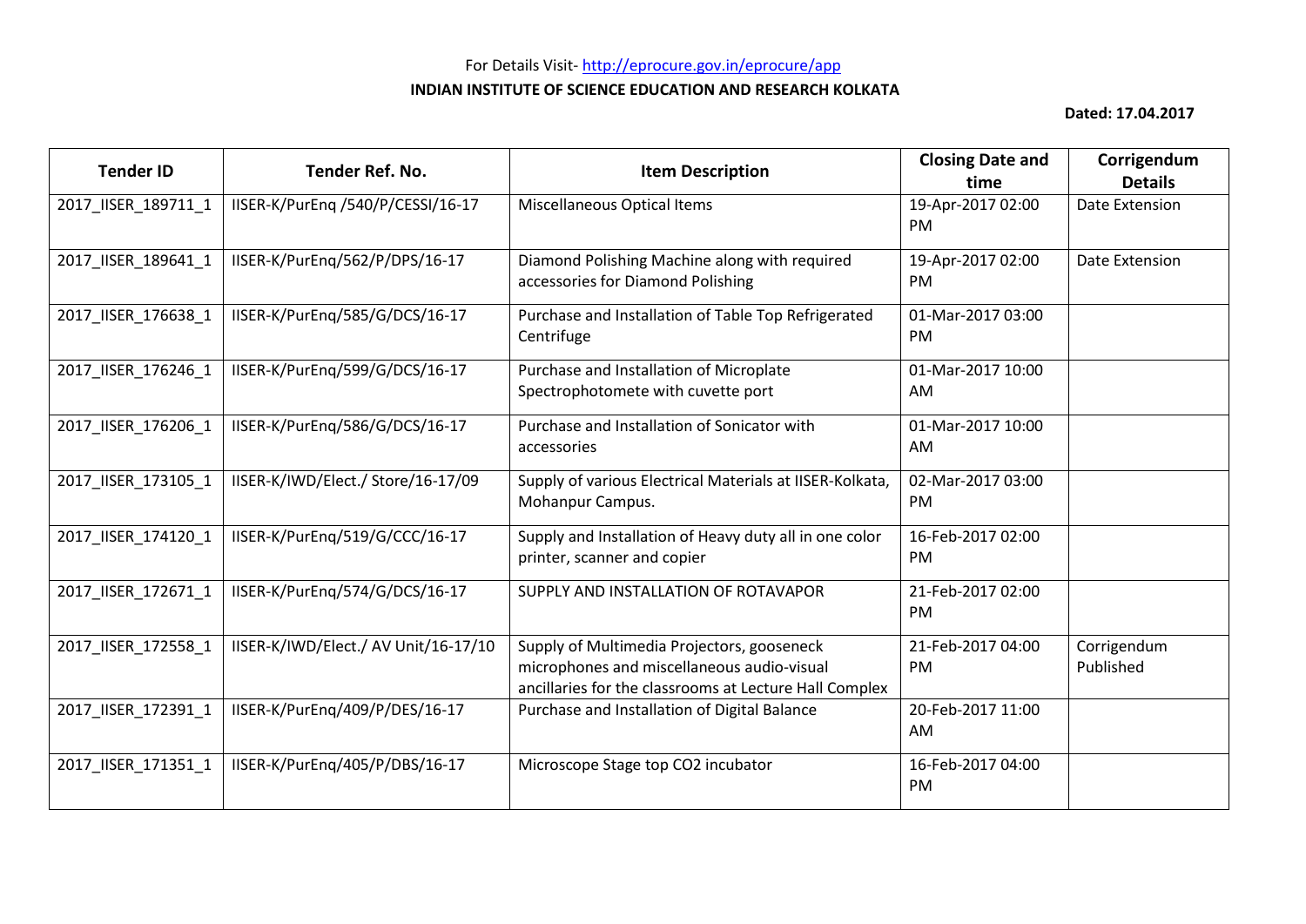For Details Visit- http://eprocure.gov.in/eprocure/app

**INDIAN INSTITUTE OF SCIENCE EDUCATION AND RESEARCH KOLKATA**

**Dated: 17.04.2017**

| Tender ID | Tender Ref. No. | Item Description | Closing Date and time | Corrigendum Details |
|---|---|---|---|---|
| 2017_IISER_189711_1 | IISER-K/PurEnq /540/P/CESSI/16-17 | Miscellaneous Optical Items | 19-Apr-2017 02:00 PM | Date Extension |
| 2017_IISER_189641_1 | IISER-K/PurEnq/562/P/DPS/16-17 | Diamond Polishing Machine along with required accessories for Diamond Polishing | 19-Apr-2017 02:00 PM | Date Extension |
| 2017_IISER_176638_1 | IISER-K/PurEnq/585/G/DCS/16-17 | Purchase and Installation of Table Top Refrigerated Centrifuge | 01-Mar-2017 03:00 PM | |
| 2017_IISER_176246_1 | IISER-K/PurEnq/599/G/DCS/16-17 | Purchase and Installation of Microplate Spectrophotomete with cuvette port | 01-Mar-2017 10:00 AM | |
| 2017_IISER_176206_1 | IISER-K/PurEnq/586/G/DCS/16-17 | Purchase and Installation of Sonicator with accessories | 01-Mar-2017 10:00 AM | |
| 2017_IISER_173105_1 | IISER-K/IWD/Elect./ Store/16-17/09 | Supply of various Electrical Materials at IISER-Kolkata, Mohanpur Campus. | 02-Mar-2017 03:00 PM | |
| 2017_IISER_174120_1 | IISER-K/PurEnq/519/G/CCC/16-17 | Supply and Installation of Heavy duty all in one color printer, scanner and copier | 16-Feb-2017 02:00 PM | |
| 2017_IISER_172671_1 | IISER-K/PurEnq/574/G/DCS/16-17 | SUPPLY AND INSTALLATION OF ROTAVAPOR | 21-Feb-2017 02:00 PM | |
| 2017_IISER_172558_1 | IISER-K/IWD/Elect./ AV Unit/16-17/10 | Supply of Multimedia Projectors, gooseneck microphones and miscellaneous audio-visual ancillaries for the classrooms at Lecture Hall Complex | 21-Feb-2017 04:00 PM | Corrigendum Published |
| 2017_IISER_172391_1 | IISER-K/PurEnq/409/P/DES/16-17 | Purchase and Installation of Digital Balance | 20-Feb-2017 11:00 AM | |
| 2017_IISER_171351_1 | IISER-K/PurEnq/405/P/DBS/16-17 | Microscope Stage top CO2 incubator | 16-Feb-2017 04:00 PM | |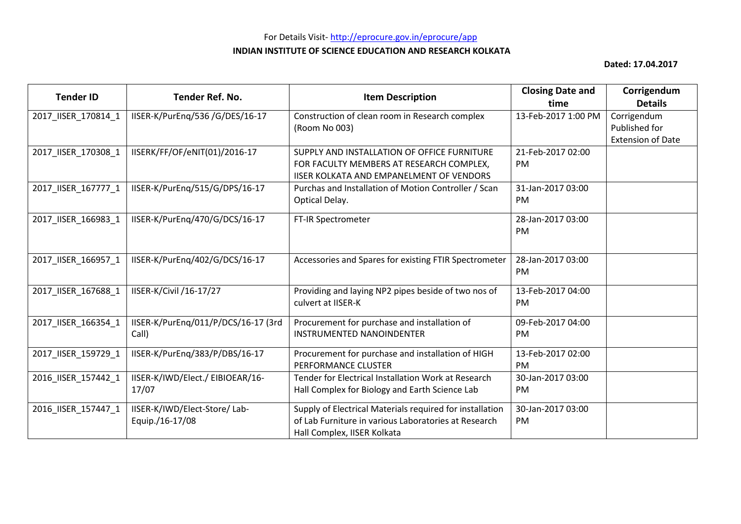For Details Visit- http://eprocure.gov.in/eprocure/app

**INDIAN INSTITUTE OF SCIENCE EDUCATION AND RESEARCH KOLKATA**

**Dated: 17.04.2017**

| Tender ID | Tender Ref. No. | Item Description | Closing Date and time | Corrigendum Details |
|---|---|---|---|---|
| 2017_IISER_170814_1 | IISER-K/PurEnq/536 /G/DES/16-17 | Construction of clean room in Research complex (Room No 003) | 13-Feb-2017 1:00 PM | Corrigendum Published for Extension of Date |
| 2017_IISER_170308_1 | IISERK/FF/OF/eNIT(01)/2016-17 | SUPPLY AND INSTALLATION OF OFFICE FURNITURE FOR FACULTY MEMBERS AT RESEARCH COMPLEX, IISER KOLKATA AND EMPANELMENT OF VENDORS | 21-Feb-2017 02:00 PM | |
| 2017_IISER_167777_1 | IISER-K/PurEnq/515/G/DPS/16-17 | Purchas and Installation of Motion Controller / Scan Optical Delay. | 31-Jan-2017 03:00 PM | |
| 2017_IISER_166983_1 | IISER-K/PurEnq/470/G/DCS/16-17 | FT-IR Spectrometer | 28-Jan-2017 03:00 PM | |
| 2017_IISER_166957_1 | IISER-K/PurEnq/402/G/DCS/16-17 | Accessories and Spares for existing FTIR Spectrometer | 28-Jan-2017 03:00 PM | |
| 2017_IISER_167688_1 | IISER-K/Civil /16-17/27 | Providing and laying NP2 pipes beside of two nos of culvert at IISER-K | 13-Feb-2017 04:00 PM | |
| 2017_IISER_166354_1 | IISER-K/PurEnq/011/P/DCS/16-17 (3rd Call) | Procurement for purchase and installation of INSTRUMENTED NANOINDENTER | 09-Feb-2017 04:00 PM | |
| 2017_IISER_159729_1 | IISER-K/PurEnq/383/P/DBS/16-17 | Procurement for purchase and installation of HIGH PERFORMANCE CLUSTER | 13-Feb-2017 02:00 PM | |
| 2016_IISER_157442_1 | IISER-K/IWD/Elect./ EIBIOEAR/16-17/07 | Tender for Electrical Installation Work at Research Hall Complex for Biology and Earth Science Lab | 30-Jan-2017 03:00 PM | |
| 2016_IISER_157447_1 | IISER-K/IWD/Elect-Store/ Lab-Equip./16-17/08 | Supply of Electrical Materials required for installation of Lab Furniture in various Laboratories at Research Hall Complex, IISER Kolkata | 30-Jan-2017 03:00 PM | |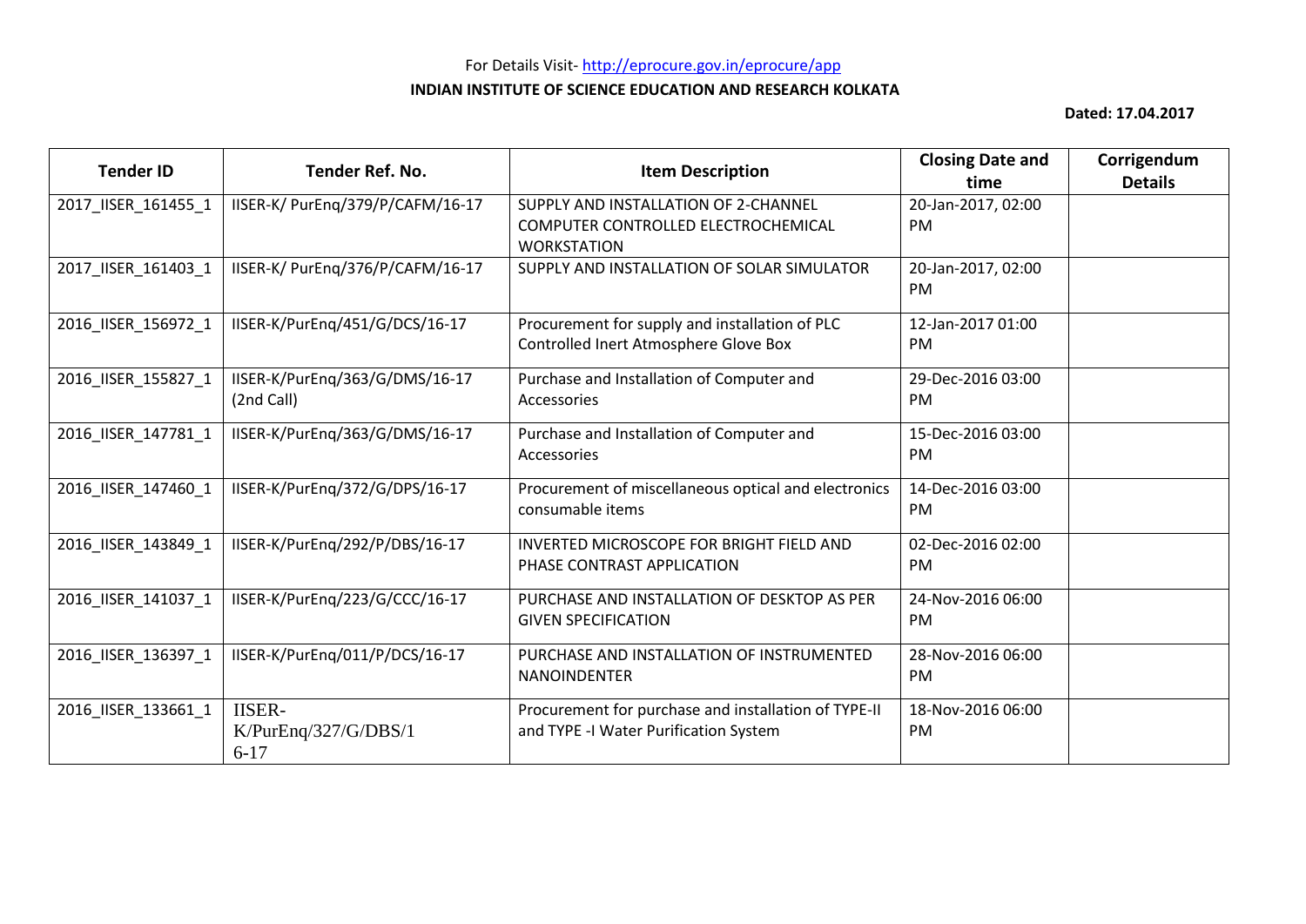For Details Visit- http://eprocure.gov.in/eprocure/app

**INDIAN INSTITUTE OF SCIENCE EDUCATION AND RESEARCH KOLKATA**

**Dated: 17.04.2017**

| Tender ID | Tender Ref. No. | Item Description | Closing Date and time | Corrigendum Details |
|---|---|---|---|---|
| 2017_IISER_161455_1 | IISER-K/ PurEnq/379/P/CAFM/16-17 | SUPPLY AND INSTALLATION OF 2-CHANNEL COMPUTER CONTROLLED ELECTROCHEMICAL WORKSTATION | 20-Jan-2017, 02:00 PM | |
| 2017_IISER_161403_1 | IISER-K/ PurEnq/376/P/CAFM/16-17 | SUPPLY AND INSTALLATION OF SOLAR SIMULATOR | 20-Jan-2017, 02:00 PM | |
| 2016_IISER_156972_1 | IISER-K/PurEnq/451/G/DCS/16-17 | Procurement for supply and installation of PLC Controlled Inert Atmosphere Glove Box | 12-Jan-2017 01:00 PM | |
| 2016_IISER_155827_1 | IISER-K/PurEnq/363/G/DMS/16-17 (2nd Call) | Purchase and Installation of Computer and Accessories | 29-Dec-2016 03:00 PM | |
| 2016_IISER_147781_1 | IISER-K/PurEnq/363/G/DMS/16-17 | Purchase and Installation of Computer and Accessories | 15-Dec-2016 03:00 PM | |
| 2016_IISER_147460_1 | IISER-K/PurEnq/372/G/DPS/16-17 | Procurement of miscellaneous optical and electronics consumable items | 14-Dec-2016 03:00 PM | |
| 2016_IISER_143849_1 | IISER-K/PurEnq/292/P/DBS/16-17 | INVERTED MICROSCOPE FOR BRIGHT FIELD AND PHASE CONTRAST APPLICATION | 02-Dec-2016 02:00 PM | |
| 2016_IISER_141037_1 | IISER-K/PurEnq/223/G/CCC/16-17 | PURCHASE AND INSTALLATION OF DESKTOP AS PER GIVEN SPECIFICATION | 24-Nov-2016 06:00 PM | |
| 2016_IISER_136397_1 | IISER-K/PurEnq/011/P/DCS/16-17 | PURCHASE AND INSTALLATION OF INSTRUMENTED NANOINDENTER | 28-Nov-2016 06:00 PM | |
| 2016_IISER_133661_1 | IISER-K/PurEnq/327/G/DBS/16-17 | Procurement for purchase and installation of TYPE-II and TYPE -I Water Purification System | 18-Nov-2016 06:00 PM | |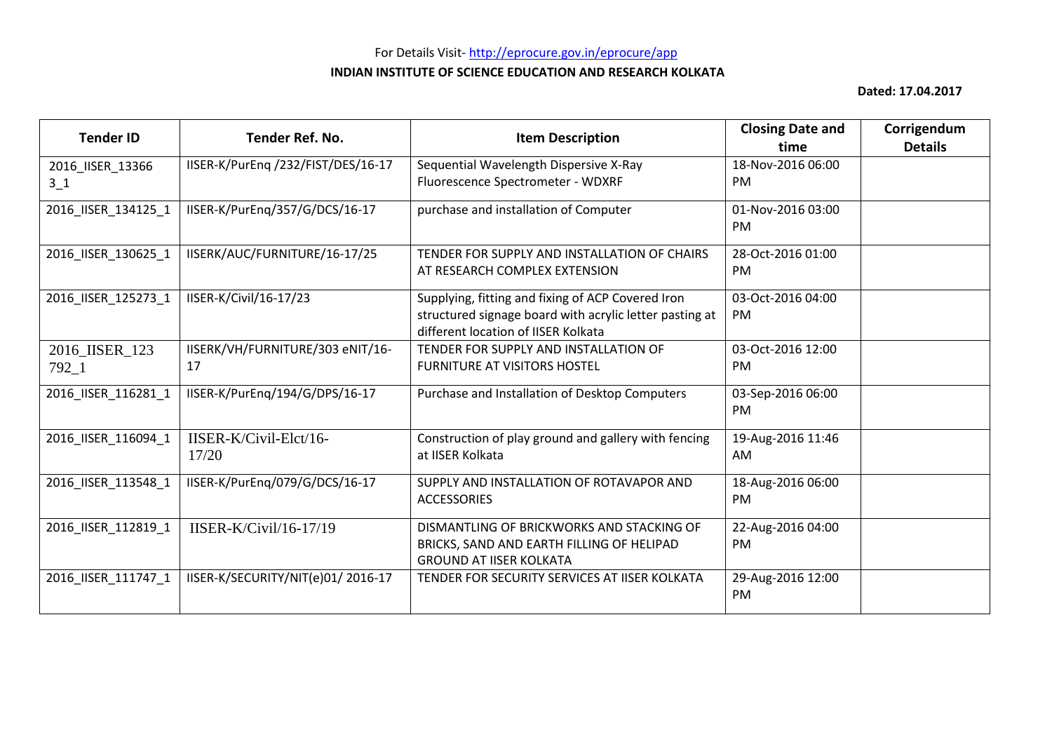For Details Visit- http://eprocure.gov.in/eprocure/app

**INDIAN INSTITUTE OF SCIENCE EDUCATION AND RESEARCH KOLKATA**

**Dated: 17.04.2017**

| Tender ID | Tender Ref. No. | Item Description | Closing Date and time | Corrigendum Details |
|---|---|---|---|---|
| 2016_IISER_133663_1 | IISER-K/PurEnq /232/FIST/DES/16-17 | Sequential Wavelength Dispersive X-Ray Fluorescence Spectrometer - WDXRF | 18-Nov-2016 06:00 PM | |
| 2016_IISER_134125_1 | IISER-K/PurEnq/357/G/DCS/16-17 | purchase and installation of Computer | 01-Nov-2016 03:00 PM | |
| 2016_IISER_130625_1 | IISERK/AUC/FURNITURE/16-17/25 | TENDER FOR SUPPLY AND INSTALLATION OF CHAIRS AT RESEARCH COMPLEX EXTENSION | 28-Oct-2016 01:00 PM | |
| 2016_IISER_125273_1 | IISER-K/Civil/16-17/23 | Supplying, fitting and fixing of ACP Covered Iron structured signage board with acrylic letter pasting at different location of IISER Kolkata | 03-Oct-2016 04:00 PM | |
| 2016_IISER_123792_1 | IISERK/VH/FURNITURE/303 eNIT/16-17 | TENDER FOR SUPPLY AND INSTALLATION OF FURNITURE AT VISITORS HOSTEL | 03-Oct-2016 12:00 PM | |
| 2016_IISER_116281_1 | IISER-K/PurEnq/194/G/DPS/16-17 | Purchase and Installation of Desktop Computers | 03-Sep-2016 06:00 PM | |
| 2016_IISER_116094_1 | IISER-K/Civil-Elct/16-17/20 | Construction of play ground and gallery with fencing at IISER Kolkata | 19-Aug-2016 11:46 AM | |
| 2016_IISER_113548_1 | IISER-K/PurEnq/079/G/DCS/16-17 | SUPPLY AND INSTALLATION OF ROTAVAPOR AND ACCESSORIES | 18-Aug-2016 06:00 PM | |
| 2016_IISER_112819_1 | IISER-K/Civil/16-17/19 | DISMANTLING OF BRICKWORKS AND STACKING OF BRICKS, SAND AND EARTH FILLING OF HELIPAD GROUND AT IISER KOLKATA | 22-Aug-2016 04:00 PM | |
| 2016_IISER_111747_1 | IISER-K/SECURITY/NIT(e)01/ 2016-17 | TENDER FOR SECURITY SERVICES AT IISER KOLKATA | 29-Aug-2016 12:00 PM | |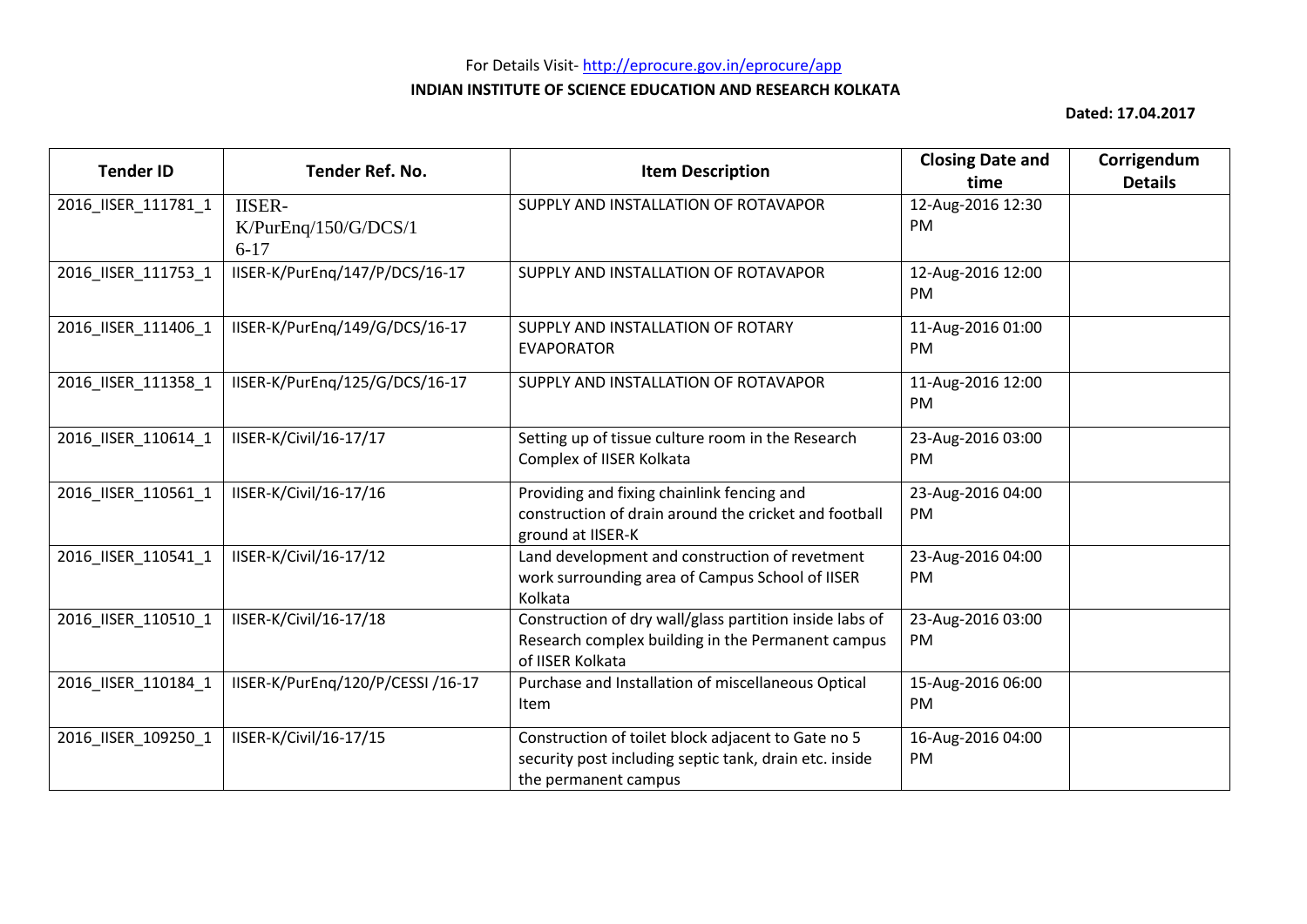For Details Visit- http://eprocure.gov.in/eprocure/app

**INDIAN INSTITUTE OF SCIENCE EDUCATION AND RESEARCH KOLKATA**

**Dated: 17.04.2017**

| Tender ID | Tender Ref. No. | Item Description | Closing Date and time | Corrigendum Details |
|---|---|---|---|---|
| 2016_IISER_111781_1 | IISER-K/PurEnq/150/G/DCS/16-17 | SUPPLY AND INSTALLATION OF ROTAVAPOR | 12-Aug-2016 12:30 PM | |
| 2016_IISER_111753_1 | IISER-K/PurEnq/147/P/DCS/16-17 | SUPPLY AND INSTALLATION OF ROTAVAPOR | 12-Aug-2016 12:00 PM | |
| 2016_IISER_111406_1 | IISER-K/PurEnq/149/G/DCS/16-17 | SUPPLY AND INSTALLATION OF ROTARY EVAPORATOR | 11-Aug-2016 01:00 PM | |
| 2016_IISER_111358_1 | IISER-K/PurEnq/125/G/DCS/16-17 | SUPPLY AND INSTALLATION OF ROTAVAPOR | 11-Aug-2016 12:00 PM | |
| 2016_IISER_110614_1 | IISER-K/Civil/16-17/17 | Setting up of tissue culture room in the Research Complex of IISER Kolkata | 23-Aug-2016 03:00 PM | |
| 2016_IISER_110561_1 | IISER-K/Civil/16-17/16 | Providing and fixing chainlink fencing and construction of drain around the cricket and football ground at IISER-K | 23-Aug-2016 04:00 PM | |
| 2016_IISER_110541_1 | IISER-K/Civil/16-17/12 | Land development and construction of revetment work surrounding area of Campus School of IISER Kolkata | 23-Aug-2016 04:00 PM | |
| 2016_IISER_110510_1 | IISER-K/Civil/16-17/18 | Construction of dry wall/glass partition inside labs of Research complex building in the Permanent campus of IISER Kolkata | 23-Aug-2016 03:00 PM | |
| 2016_IISER_110184_1 | IISER-K/PurEnq/120/P/CESSI /16-17 | Purchase and Installation of miscellaneous Optical Item | 15-Aug-2016 06:00 PM | |
| 2016_IISER_109250_1 | IISER-K/Civil/16-17/15 | Construction of toilet block adjacent to Gate no 5 security post including septic tank, drain etc. inside the permanent campus | 16-Aug-2016 04:00 PM | |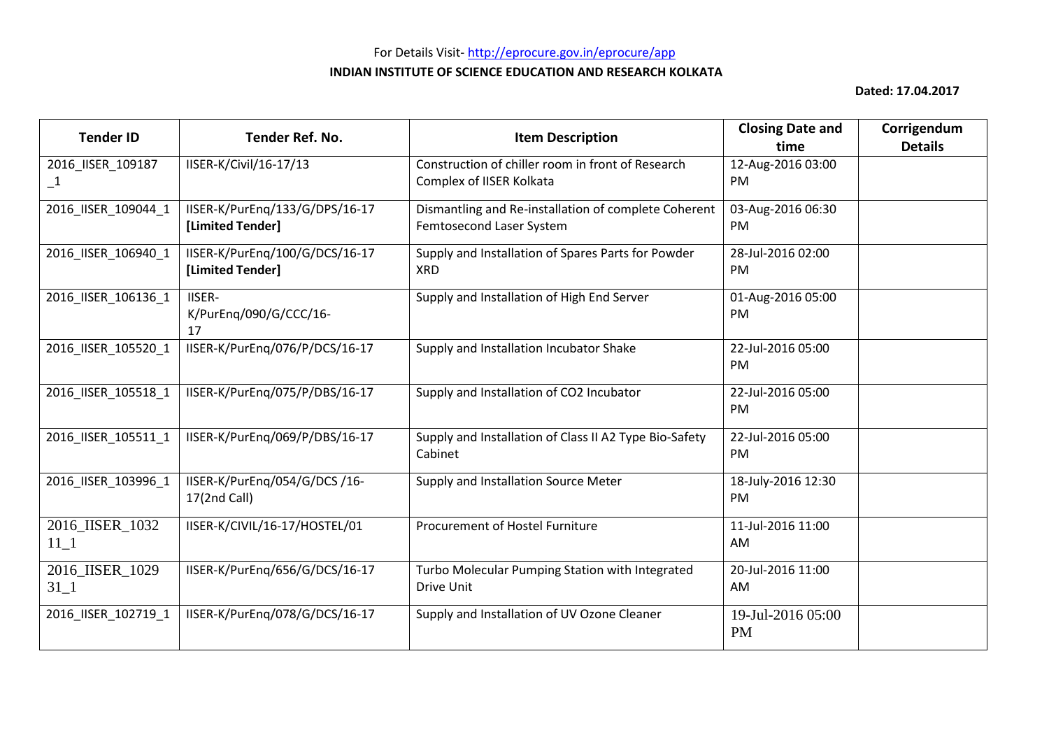For Details Visit- http://eprocure.gov.in/eprocure/app

**INDIAN INSTITUTE OF SCIENCE EDUCATION AND RESEARCH KOLKATA**

**Dated: 17.04.2017**

| Tender ID | Tender Ref. No. | Item Description | Closing Date and time | Corrigendum Details |
|---|---|---|---|---|
| 2016_IISER_109187_1 | IISER-K/Civil/16-17/13 | Construction of chiller room in front of Research Complex of IISER Kolkata | 12-Aug-2016 03:00 PM | |
| 2016_IISER_109044_1 | IISER-K/PurEnq/133/G/DPS/16-17 **[Limited Tender]** | Dismantling and Re-installation of complete Coherent Femtosecond Laser System | 03-Aug-2016 06:30 PM | |
| 2016_IISER_106940_1 | IISER-K/PurEnq/100/G/DCS/16-17 **[Limited Tender]** | Supply and Installation of Spares Parts for Powder XRD | 28-Jul-2016 02:00 PM | |
| 2016_IISER_106136_1 | IISER-K/PurEnq/090/G/CCC/16-17 | Supply and Installation of High End Server | 01-Aug-2016 05:00 PM | |
| 2016_IISER_105520_1 | IISER-K/PurEnq/076/P/DCS/16-17 | Supply and Installation Incubator Shake | 22-Jul-2016 05:00 PM | |
| 2016_IISER_105518_1 | IISER-K/PurEnq/075/P/DBS/16-17 | Supply and Installation of CO2 Incubator | 22-Jul-2016 05:00 PM | |
| 2016_IISER_105511_1 | IISER-K/PurEnq/069/P/DBS/16-17 | Supply and Installation of Class II A2 Type Bio-Safety Cabinet | 22-Jul-2016 05:00 PM | |
| 2016_IISER_103996_1 | IISER-K/PurEnq/054/G/DCS /16-17(2nd Call) | Supply and Installation Source Meter | 18-July-2016 12:30 PM | |
| 2016_IISER_103211_1 | IISER-K/CIVIL/16-17/HOSTEL/01 | Procurement of Hostel Furniture | 11-Jul-2016 11:00 AM | |
| 2016_IISER_102931_1 | IISER-K/PurEnq/656/G/DCS/16-17 | Turbo Molecular Pumping Station with Integrated Drive Unit | 20-Jul-2016 11:00 AM | |
| 2016_IISER_102719_1 | IISER-K/PurEnq/078/G/DCS/16-17 | Supply and Installation of UV Ozone Cleaner | 19-Jul-2016 05:00 PM | |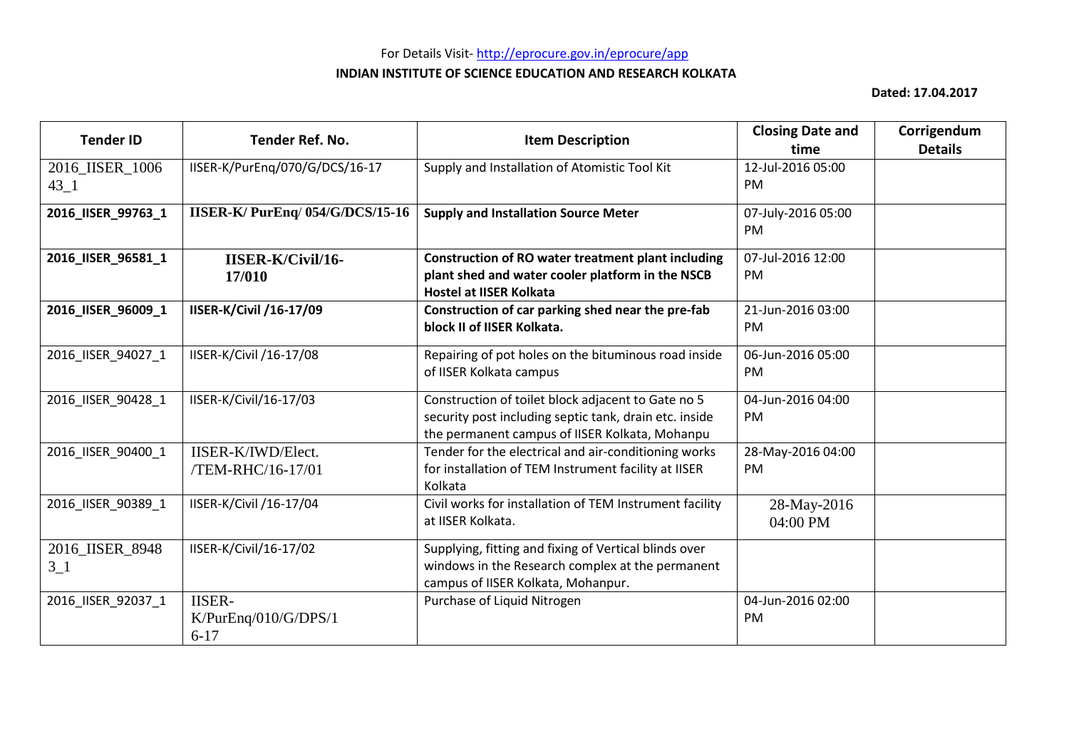For Details Visit- http://eprocure.gov.in/eprocure/app

**INDIAN INSTITUTE OF SCIENCE EDUCATION AND RESEARCH KOLKATA**

**Dated: 17.04.2017**

| Tender ID | Tender Ref. No. | Item Description | Closing Date and time | Corrigendum Details |
|---|---|---|---|---|
| 2016_IISER_100643_1 | IISER-K/PurEnq/070/G/DCS/16-17 | Supply and Installation of Atomistic Tool Kit | 12-Jul-2016 05:00 PM | |
| **2016_IISER_99763_1** | **IISER-K/ PurEnq/ 054/G/DCS/15-16** | **Supply and Installation Source Meter** | 07-July-2016 05:00 PM | |
| **2016_IISER_96581_1** | **IISER-K/Civil/16-17/010** | **Construction of RO water treatment plant including plant shed and water cooler platform in the NSCB Hostel at IISER Kolkata** | 07-Jul-2016 12:00 PM | |
| **2016_IISER_96009_1** | **IISER-K/Civil /16-17/09** | **Construction of car parking shed near the pre-fab block II of IISER Kolkata.** | 21-Jun-2016 03:00 PM | |
| 2016_IISER_94027_1 | IISER-K/Civil /16-17/08 | Repairing of pot holes on the bituminous road inside of IISER Kolkata campus | 06-Jun-2016 05:00 PM | |
| 2016_IISER_90428_1 | IISER-K/Civil/16-17/03 | Construction of toilet block adjacent to Gate no 5 security post including septic tank, drain etc. inside the permanent campus of IISER Kolkata, Mohanpu | 04-Jun-2016 04:00 PM | |
| 2016_IISER_90400_1 | IISER-K/IWD/Elect. /TEM-RHC/16-17/01 | Tender for the electrical and air-conditioning works for installation of TEM Instrument facility at IISER Kolkata | 28-May-2016 04:00 PM | |
| 2016_IISER_90389_1 | IISER-K/Civil /16-17/04 | Civil works for installation of TEM Instrument facility at IISER Kolkata. | 28-May-2016 04:00 PM | |
| 2016_IISER_89483_1 | IISER-K/Civil/16-17/02 | Supplying, fitting and fixing of Vertical blinds over windows in the Research complex at the permanent campus of IISER Kolkata, Mohanpur. | | |
| 2016_IISER_92037_1 | IISER-K/PurEnq/010/G/DPS/16-17 | Purchase of Liquid Nitrogen | 04-Jun-2016 02:00 PM | |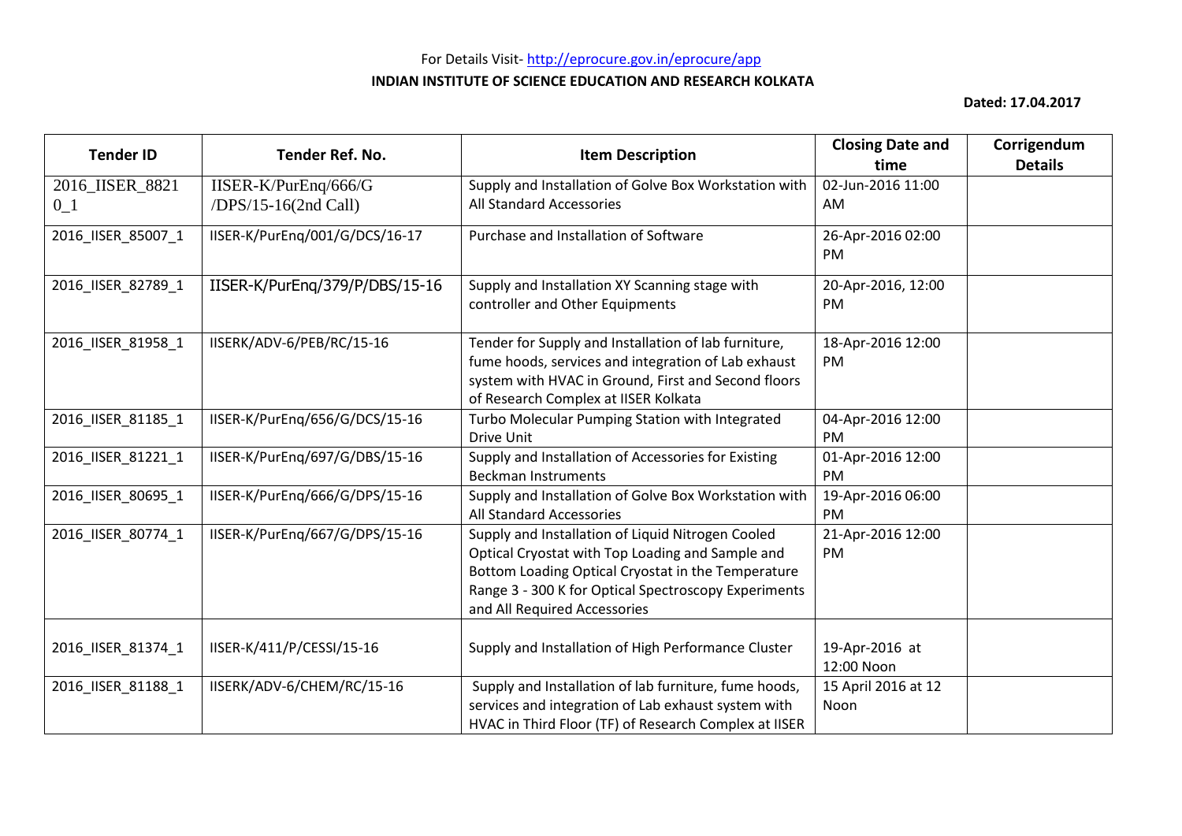For Details Visit- http://eprocure.gov.in/eprocure/app

**INDIAN INSTITUTE OF SCIENCE EDUCATION AND RESEARCH KOLKATA**

**Dated: 17.04.2017**

| Tender ID | Tender Ref. No. | Item Description | Closing Date and time | Corrigendum Details |
|---|---|---|---|---|
| 2016_IISER_88210_1 | IISER-K/PurEnq/666/G /DPS/15-16(2nd Call) | Supply and Installation of Golve Box Workstation with All Standard Accessories | 02-Jun-2016 11:00 AM | |
| 2016_IISER_85007_1 | IISER-K/PurEnq/001/G/DCS/16-17 | Purchase and Installation of Software | 26-Apr-2016 02:00 PM | |
| 2016_IISER_82789_1 | IISER-K/PurEnq/379/P/DBS/15-16 | Supply and Installation XY Scanning stage with controller and Other Equipments | 20-Apr-2016, 12:00 PM | |
| 2016_IISER_81958_1 | IISERK/ADV-6/PEB/RC/15-16 | Tender for Supply and Installation of lab furniture, fume hoods, services and integration of Lab exhaust system with HVAC in Ground, First and Second floors of Research Complex at IISER Kolkata | 18-Apr-2016 12:00 PM | |
| 2016_IISER_81185_1 | IISER-K/PurEnq/656/G/DCS/15-16 | Turbo Molecular Pumping Station with Integrated Drive Unit | 04-Apr-2016 12:00 PM | |
| 2016_IISER_81221_1 | IISER-K/PurEnq/697/G/DBS/15-16 | Supply and Installation of Accessories for Existing Beckman Instruments | 01-Apr-2016 12:00 PM | |
| 2016_IISER_80695_1 | IISER-K/PurEnq/666/G/DPS/15-16 | Supply and Installation of Golve Box Workstation with All Standard Accessories | 19-Apr-2016 06:00 PM | |
| 2016_IISER_80774_1 | IISER-K/PurEnq/667/G/DPS/15-16 | Supply and Installation of Liquid Nitrogen Cooled Optical Cryostat with Top Loading and Sample and Bottom Loading Optical Cryostat in the Temperature Range 3 - 300 K for Optical Spectroscopy Experiments and All Required Accessories | 21-Apr-2016 12:00 PM | |
| 2016_IISER_81374_1 | IISER-K/411/P/CESSI/15-16 | Supply and Installation of High Performance Cluster | 19-Apr-2016 at 12:00 Noon | |
| 2016_IISER_81188_1 | IISERK/ADV-6/CHEM/RC/15-16 | Supply and Installation of lab furniture, fume hoods, services and integration of Lab exhaust system with HVAC in Third Floor (TF) of Research Complex at IISER | 15 April 2016 at 12 Noon | |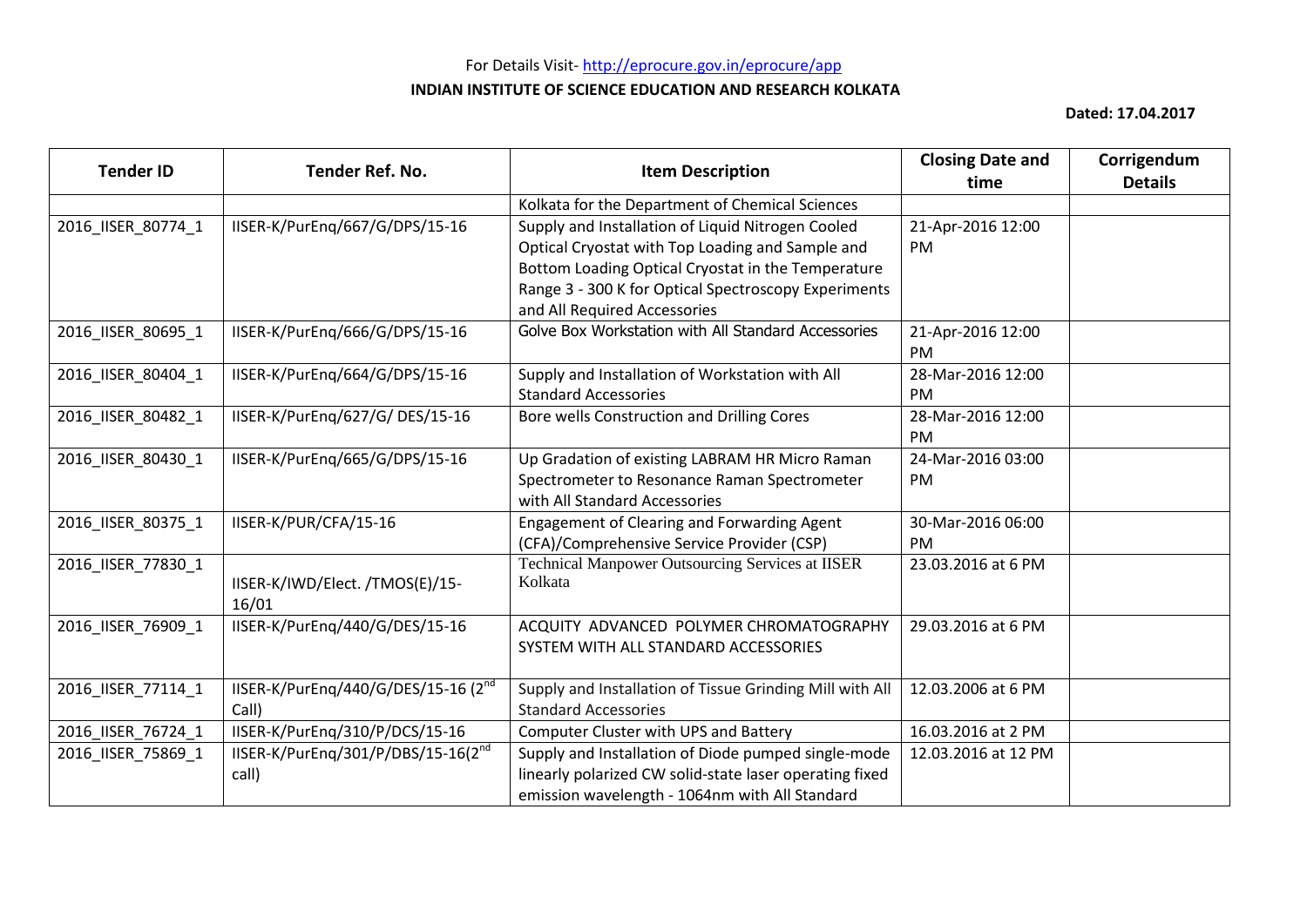For Details Visit- http://eprocure.gov.in/eprocure/app

**INDIAN INSTITUTE OF SCIENCE EDUCATION AND RESEARCH KOLKATA**

**Dated: 17.04.2017**

| Tender ID | Tender Ref. No. | Item Description | Closing Date and time | Corrigendum Details |
|---|---|---|---|---|
| | | Kolkata for the Department of Chemical Sciences | | |
| 2016_IISER_80774_1 | IISER-K/PurEnq/667/G/DPS/15-16 | Supply and Installation of Liquid Nitrogen Cooled Optical Cryostat with Top Loading and Sample and Bottom Loading Optical Cryostat in the Temperature Range 3 - 300 K for Optical Spectroscopy Experiments and All Required Accessories | 21-Apr-2016 12:00 PM | |
| 2016_IISER_80695_1 | IISER-K/PurEnq/666/G/DPS/15-16 | Golve Box Workstation with All Standard Accessories | 21-Apr-2016 12:00 PM | |
| 2016_IISER_80404_1 | IISER-K/PurEnq/664/G/DPS/15-16 | Supply and Installation of Workstation with All Standard Accessories | 28-Mar-2016 12:00 PM | |
| 2016_IISER_80482_1 | IISER-K/PurEnq/627/G/ DES/15-16 | Bore wells Construction and Drilling Cores | 28-Mar-2016 12:00 PM | |
| 2016_IISER_80430_1 | IISER-K/PurEnq/665/G/DPS/15-16 | Up Gradation of existing LABRAM HR Micro Raman Spectrometer to Resonance Raman Spectrometer with All Standard Accessories | 24-Mar-2016 03:00 PM | |
| 2016_IISER_80375_1 | IISER-K/PUR/CFA/15-16 | Engagement of Clearing and Forwarding Agent (CFA)/Comprehensive Service Provider (CSP) | 30-Mar-2016 06:00 PM | |
| 2016_IISER_77830_1 | IISER-K/IWD/Elect. /TMOS(E)/15-16/01 | Technical Manpower Outsourcing Services at IISER Kolkata | 23.03.2016 at 6 PM | |
| 2016_IISER_76909_1 | IISER-K/PurEnq/440/G/DES/15-16 | ACQUITY ADVANCED POLYMER CHROMATOGRAPHY SYSTEM WITH ALL STANDARD ACCESSORIES | 29.03.2016 at 6 PM | |
| 2016_IISER_77114_1 | IISER-K/PurEnq/440/G/DES/15-16 (2nd Call) | Supply and Installation of Tissue Grinding Mill with All Standard Accessories | 12.03.2006 at 6 PM | |
| 2016_IISER_76724_1 | IISER-K/PurEnq/310/P/DCS/15-16 | Computer Cluster with UPS and Battery | 16.03.2016 at 2 PM | |
| 2016_IISER_75869_1 | IISER-K/PurEnq/301/P/DBS/15-16(2nd call) | Supply and Installation of Diode pumped single-mode linearly polarized CW solid-state laser operating fixed emission wavelength - 1064nm with All Standard | 12.03.2016 at 12 PM | |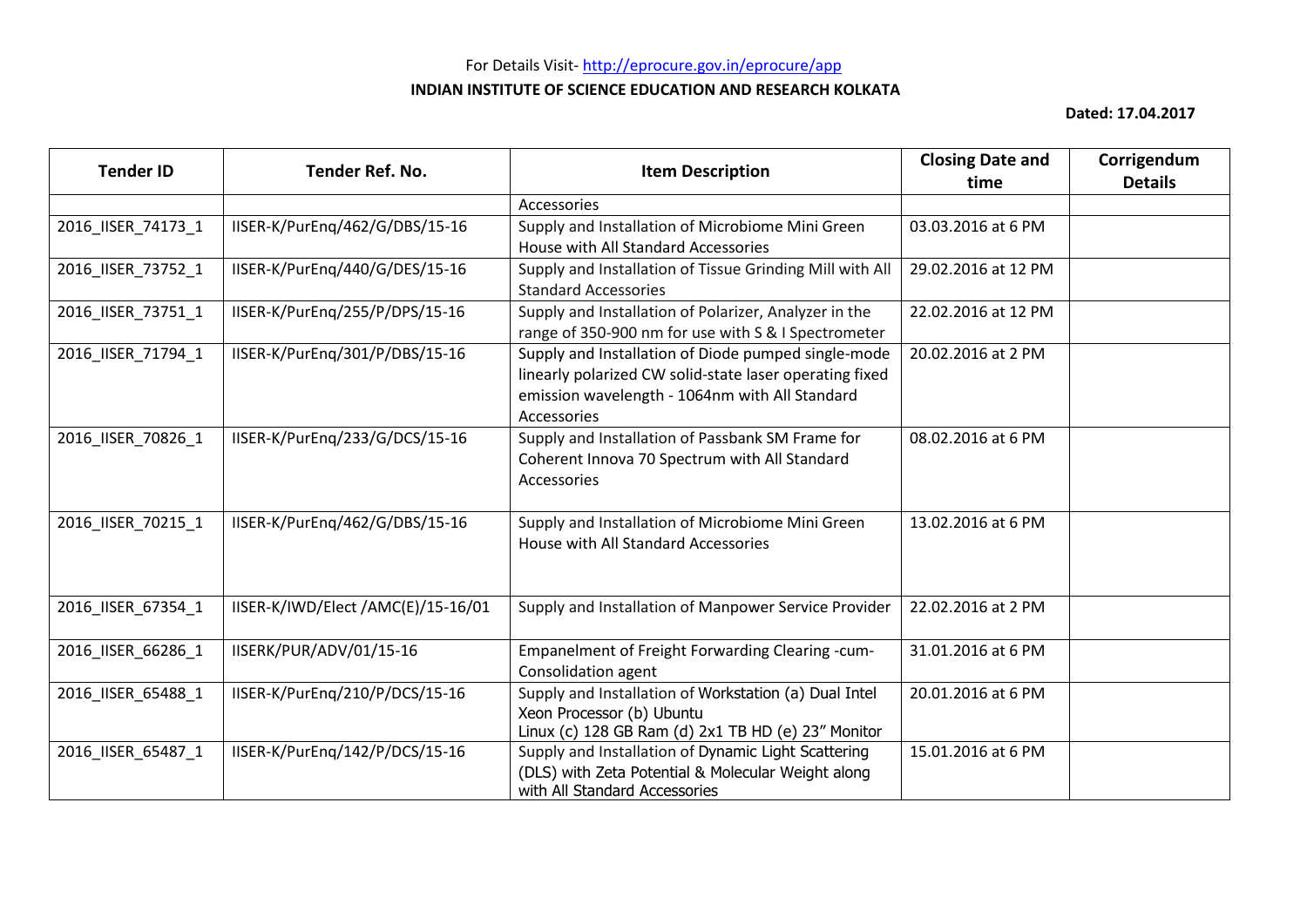For Details Visit- http://eprocure.gov.in/eprocure/app

**INDIAN INSTITUTE OF SCIENCE EDUCATION AND RESEARCH KOLKATA**

**Dated: 17.04.2017**

| Tender ID | Tender Ref. No. | Item Description | Closing Date and time | Corrigendum Details |
|---|---|---|---|---|
| | | Accessories | | |
| 2016_IISER_74173_1 | IISER-K/PurEnq/462/G/DBS/15-16 | Supply and Installation of Microbiome Mini Green House with All Standard Accessories | 03.03.2016 at 6 PM | |
| 2016_IISER_73752_1 | IISER-K/PurEnq/440/G/DES/15-16 | Supply and Installation of Tissue Grinding Mill with All Standard Accessories | 29.02.2016 at 12 PM | |
| 2016_IISER_73751_1 | IISER-K/PurEnq/255/P/DPS/15-16 | Supply and Installation of Polarizer, Analyzer in the range of 350-900 nm for use with S & I Spectrometer | 22.02.2016 at 12 PM | |
| 2016_IISER_71794_1 | IISER-K/PurEnq/301/P/DBS/15-16 | Supply and Installation of Diode pumped single-mode linearly polarized CW solid-state laser operating fixed emission wavelength - 1064nm with All Standard Accessories | 20.02.2016 at 2 PM | |
| 2016_IISER_70826_1 | IISER-K/PurEnq/233/G/DCS/15-16 | Supply and Installation of Passbank SM Frame for Coherent Innova 70 Spectrum with All Standard Accessories | 08.02.2016 at 6 PM | |
| 2016_IISER_70215_1 | IISER-K/PurEnq/462/G/DBS/15-16 | Supply and Installation of Microbiome Mini Green House with All Standard Accessories | 13.02.2016 at 6 PM | |
| 2016_IISER_67354_1 | IISER-K/IWD/Elect /AMC(E)/15-16/01 | Supply and Installation of Manpower Service Provider | 22.02.2016 at 2 PM | |
| 2016_IISER_66286_1 | IISERK/PUR/ADV/01/15-16 | Empanelment of Freight Forwarding Clearing -cum-Consolidation agent | 31.01.2016 at 6 PM | |
| 2016_IISER_65488_1 | IISER-K/PurEnq/210/P/DCS/15-16 | Supply and Installation of Workstation (a) Dual Intel Xeon Processor (b) Ubuntu Linux (c) 128 GB Ram (d) 2x1 TB HD (e) 23" Monitor | 20.01.2016 at 6 PM | |
| 2016_IISER_65487_1 | IISER-K/PurEnq/142/P/DCS/15-16 | Supply and Installation of Dynamic Light Scattering (DLS) with Zeta Potential & Molecular Weight along with All Standard Accessories | 15.01.2016 at 6 PM | |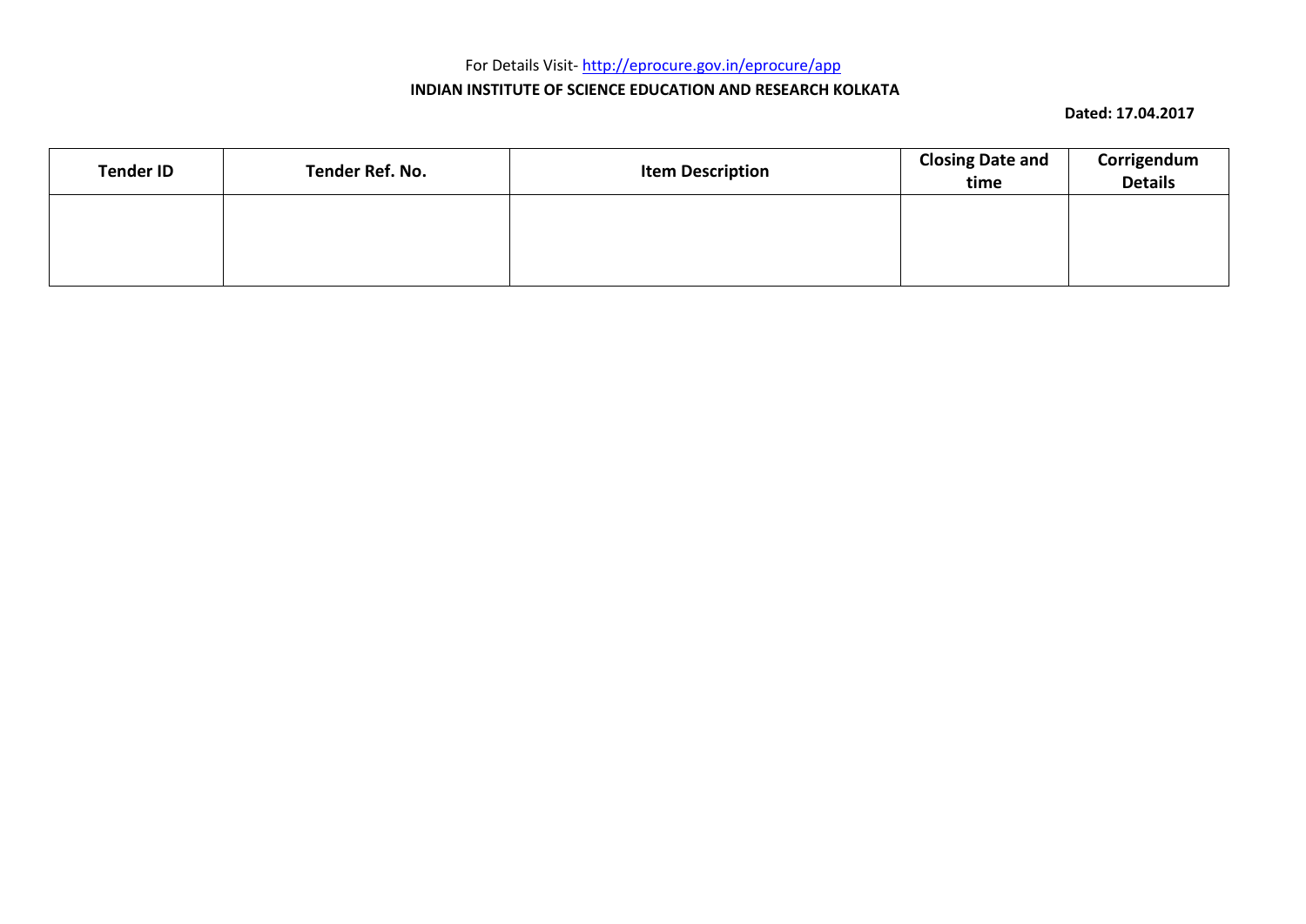For Details Visit- http://eprocure.gov.in/eprocure/app

**INDIAN INSTITUTE OF SCIENCE EDUCATION AND RESEARCH KOLKATA**

**Dated: 17.04.2017**

| Tender ID | Tender Ref. No. | Item Description | Closing Date and time | Corrigendum Details |
|---|---|---|---|---|
| | | | | |